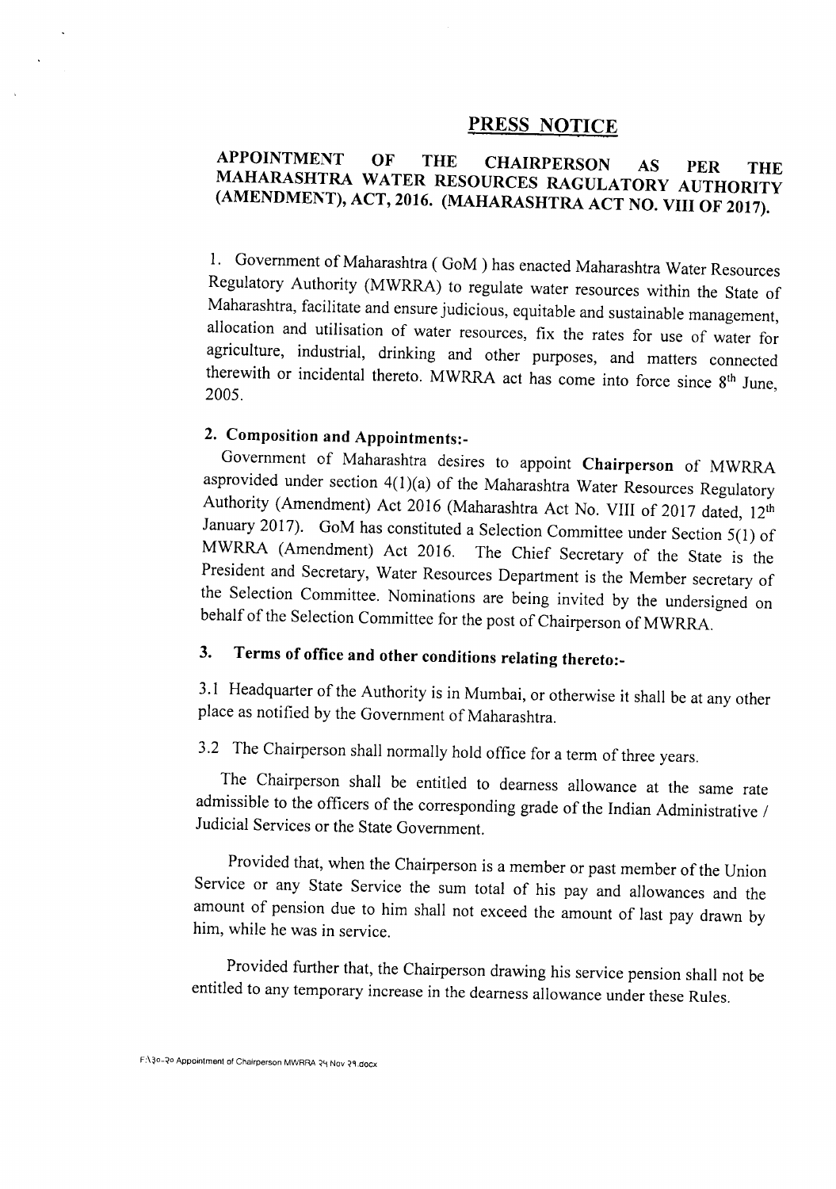# PRESS NOTICE

## APPOINTMENT OF THE CHAIRPERSON AS PER THE MAHARASHTRA WATER RESOURCES RAGULATORY AUTHORITY (AMENDMENT), ACT, 2016. (MAHARASHTRA ACT NO. VIII OF 2017).

1. Government of Maharashtra ( GoM ) has enacted Maharashtra Water Resources Regulatory Authority (MWRRA) to regulate water resources within the State of Maharashtra, facilitate and ensure judicious, equitable and sustainable management, allocation and utilisation of water resources, fix the rates for use of water for agriculture, industrial, drinking and other purposes, and matters connected therewith or incidental thereto. MWRRA act has come into force since 8th June, 2005.

### 2. Composition and Appointments:-

Government of Maharashtra desires to appoint **Chairperson** of MWRRA asprovided under section 4(1)(a) of the Maharashtra Water Resources Regulatory Authority (Amendment) Act 2016 (Maharashtra Act No. VIII of 2017 dated, 12th January 2017). GoM has constituted a Selection Committee under Section 5(1) of MWRRA (Amendment) Act 2016. The Chief Secretary of the State is the President and Secretary, Water Resources Department is the Member secretary of the Selection Committee. Nominations are being invited by the undersigned on behalf of the Selection Committee for the post of Chairperson of MWRRA.

### 3. Terms of office and other conditions relating thereto:-

3.1 Headquarter of the Authority is in Mumbai, or otherwise it shall be at any other place as notified by the Government of Maharashtra.

3.2 The Chairperson shall normally hold office for a term of three years.

The Chairperson shall be entitled to dearness allowance at the same rate admissible to the officers of the corresponding grade of the Indian Administrative / Judicial Services or the State Government.

Provided that, when the Chairperson is a member or past member of the Union Service or any State Service the sum total of his pay and allowances and the amount of pension due to him shall not exceed the amount of last pay drawn by him, while he was in service.

Provided further that, the Chairperson drawing his service pension shall not be entitled to any temporary increase in the dearness allowance under these Rules.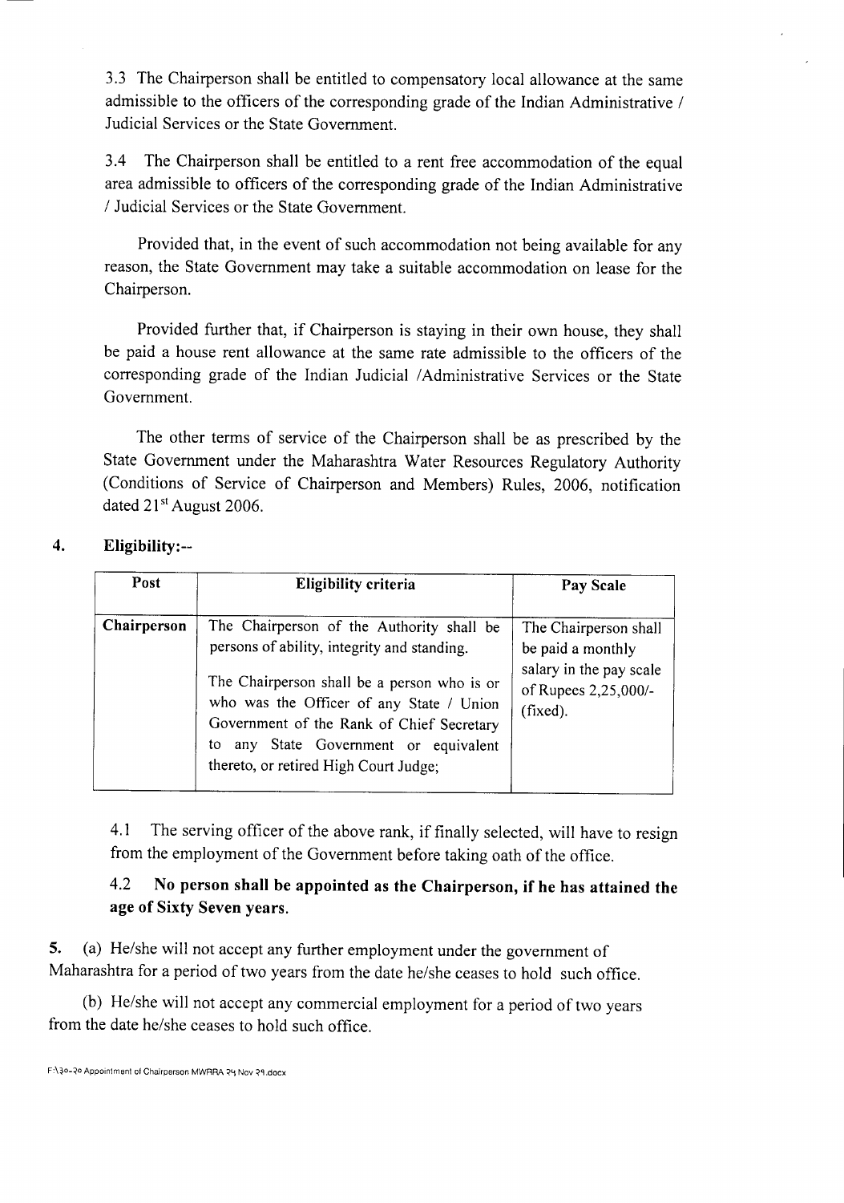3.3 The Chairperson shall be entitled to compensatory local allowance at the same admissible to the officers of the corresponding grade of the Indian Administrative / Judicial Services or the State Government.

3.4 The Chairperson shall be entitled to a rent free accommodation of the equal area admissible to officers of the corresponding grade of the Indian Administrative / Judicial Services or the State Government.

Provided that, in the event of such accommodation not being available for any reason, the State Government may take a suitable accommodation on lease for the Chairperson.

Provided further that, if Chairperson is staying in their own house, they shall be paid a house rent allowance at the same rate admissible to the officers of the corresponding grade of the Indian Judicial /Administrative Services or the State Government.

The other terms of service of the Chairperson shall be as prescribed by the State Government under the Maharashtra Water Resources Regulatory Authority (Conditions of Service of Chairperson and Members) Rules, 2006, notification dated 21st August 2006.

**4. Eligibility:--**

| Post | Eligibility criteria | Pay Scale |
|---|---|---|
| **Chairperson** | The Chairperson of the Authority shall be persons of ability, integrity and standing.<br><br>The Chairperson shall be a person who is or who was the Officer of any State / Union Government of the Rank of Chief Secretary to any State Government or equivalent thereto, or retired High Court Judge; | The Chairperson shall be paid a monthly salary in the pay scale of Rupees 2,25,000/- (fixed). |

4.1 The serving officer of the above rank, if finally selected, will have to resign from the employment of the Government before taking oath of the office.

4.2 **No person shall be appointed as the Chairperson, if he has attained the age of Sixty Seven years.**

**5.** (a) He/she will not accept any further employment under the government of Maharashtra for a period of two years from the date he/she ceases to hold such office.

(b) He/she will not accept any commercial employment for a period of two years from the date he/she ceases to hold such office.

F:\३०-२० Appointment of Chairperson MWRRA २५ Nov २१.docx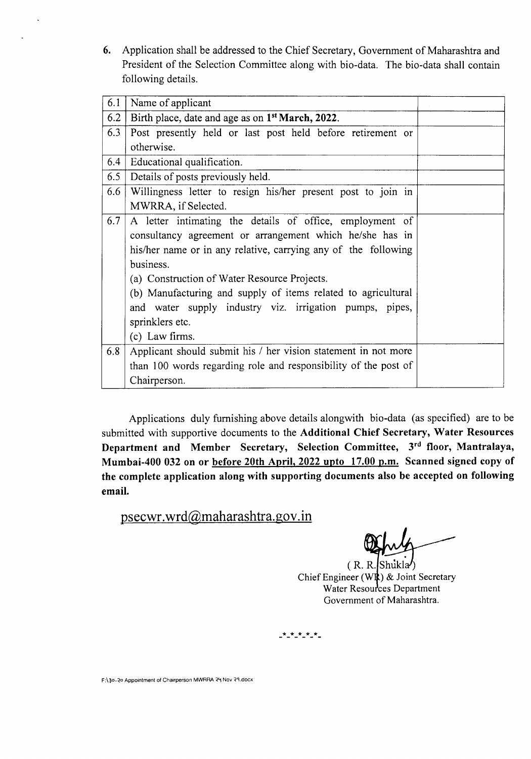6. Application shall be addressed to the Chief Secretary, Government of Maharashtra and President of the Selection Committee along with bio-data. The bio-data shall contain following details.

| | | |
|---|---|---|
| 6.1 | Name of applicant | |
| 6.2 | Birth place, date and age as on 1st **March, 2022.** | |
| 6.3 | Post presently held or last post held before retirement or otherwise. | |
| 6.4 | Educational qualification. | |
| 6.5 | Details of posts previously held. | |
| 6.6 | Willingness letter to resign his/her present post to join in MWRRA, if Selected. | |
| 6.7 | A letter intimating the details of office, employment of consultancy agreement or arrangement which he/she has in his/her name or in any relative, carrying any of the following business.<br>(a) Construction of Water Resource Projects.<br>(b) Manufacturing and supply of items related to agricultural and water supply industry viz. irrigation pumps, pipes, sprinklers etc.<br>(c) Law firms. | |
| 6.8 | Applicant should submit his / her vision statement in not more than 100 words regarding role and responsibility of the post of Chairperson. | |

Applications duly furnishing above details alongwith bio-data (as specified) are to be submitted with supportive documents to the **Additional Chief Secretary, Water Resources Department and Member Secretary, Selection Committee, 3rd floor, Mantralaya, Mumbai-400 032 on or** **before 20th April, 2022 upto 17.00 p.m. Scanned signed copy of the complete application along with supporting documents also be accepted on following email.**

psecwr.wrd@maharashtra.gov.in

( R. R. Shukla )
Chief Engineer (WR) & Joint Secretary
Water Resources Department
Government of Maharashtra.

-*-*-*-*-*-

F:\३०-२० Appointment of Chairperson MWRRA २५ Nov २१.docx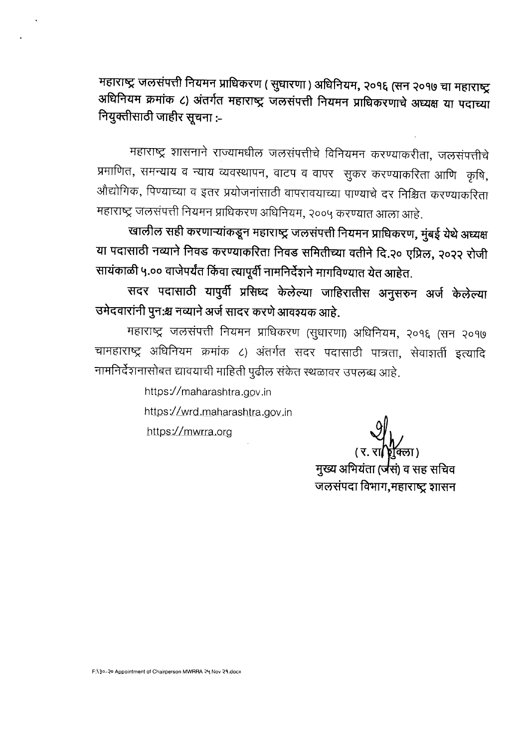**महाराष्ट्र जलसंपत्ती नियमन प्राधिकरण ( सुधारणा ) अधिनियम, २०१६ (सन २०१७ चा महाराष्ट्र अधिनियम क्रमांक ८) अंतर्गत महाराष्ट्र जलसंपत्ती नियमन प्राधिकरणाचे अध्यक्ष या पदाच्या नियुक्तीसाठी जाहीर सूचना :-**

महाराष्ट्र शासनाने राज्यामधील जलसंपत्तीचे विनियमन करण्याकरीता, जलसंपत्तीचे प्रमाणित, समन्याय व न्याय व्यवस्थापन, वाटप व वापर सुकर करण्याकरिता आणि कृषि, औद्योगिक, पिण्याच्या व इतर प्रयोजनांसाठी वापरावयाच्या पाण्याचे दर निश्चित करण्याकरिता महाराष्ट्र जलसंपत्ती नियमन प्राधिकरण अधिनियम, २००५ करण्यात आला आहे.

**खालील सही करणाऱ्यांकडून महाराष्ट्र जलसंपत्ती नियमन प्राधिकरण, मुंबई येथे अध्यक्ष या पदासाठी नव्याने निवड करण्याकरिता निवड समितीच्या वतीने दि.२० एप्रिल, २०२२ रोजी सायंकाळी ५.०० वाजेपर्यंत किंवा त्यापूर्वी नामनिर्देशने मागविण्यात येत आहेत.**

**सदर पदासाठी यापुर्वी प्रसिध्द केलेल्या जाहिरातीस अनुसरुन अर्ज केलेल्या उमेदवारांनी पुनःश्च नव्याने अर्ज सादर करणे आवश्यक आहे.**

महाराष्ट्र जलसंपत्ती नियमन प्राधिकरण (सुधारणा) अधिनियम, २०१६ (सन २०१७ चामहाराष्ट्र अधिनियम क्रमांक ८) अंतर्गत सदर पदासाठी पात्रता, सेवाशर्ती इत्यादि नामनिर्देशनासोबत द्यावयाची माहिती पुढील संकेत स्थळावर उपलब्ध आहे.

https://maharashtra.gov.in

https://wrd.maharashtra.gov.in

https://mwrra.org

( र. रा. शुक्ला )
मुख्य अभियंता (जसं) व सह सचिव
जलसंपदा विभाग,महाराष्ट्र शासन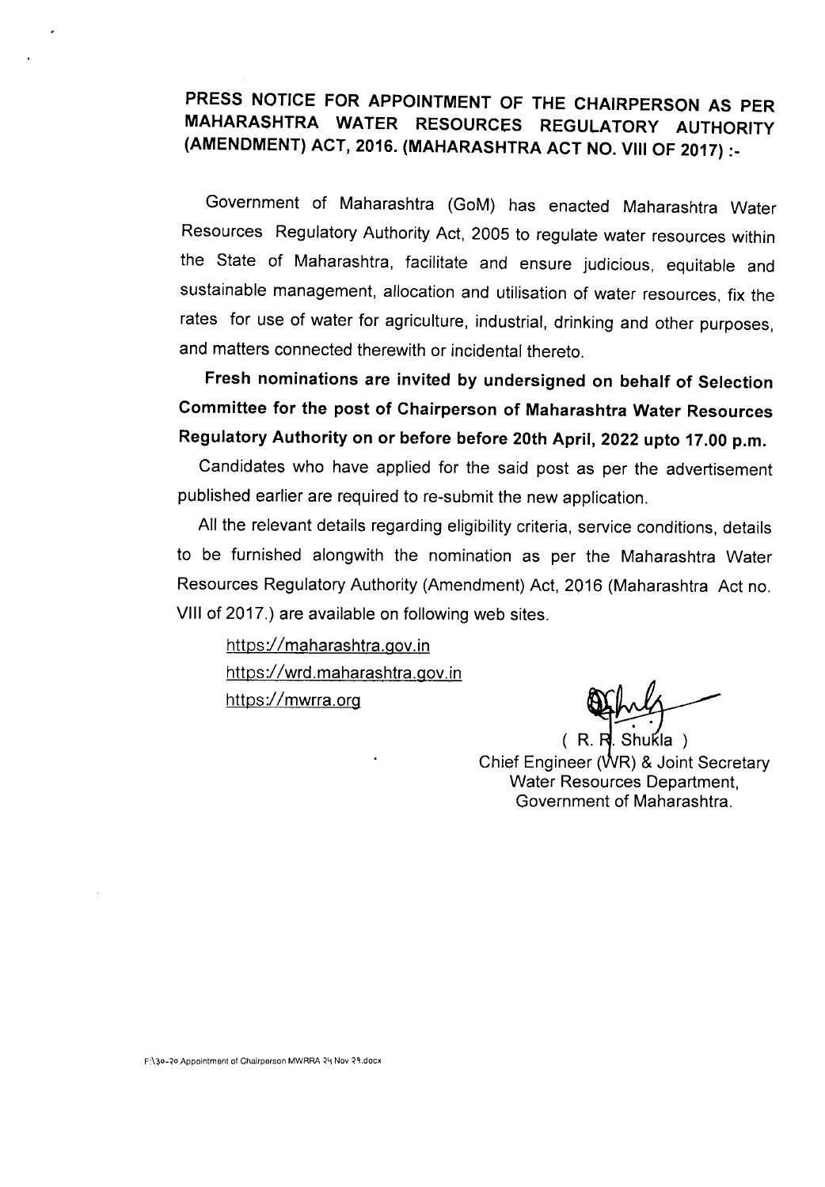## PRESS NOTICE FOR APPOINTMENT OF THE CHAIRPERSON AS PER MAHARASHTRA WATER RESOURCES REGULATORY AUTHORITY (AMENDMENT) ACT, 2016. (MAHARASHTRA ACT NO. VIII OF 2017) :-

Government of Maharashtra (GoM) has enacted Maharashtra Water Resources Regulatory Authority Act, 2005 to regulate water resources within the State of Maharashtra, facilitate and ensure judicious, equitable and sustainable management, allocation and utilisation of water resources, fix the rates for use of water for agriculture, industrial, drinking and other purposes, and matters connected therewith or incidental thereto.

**Fresh nominations are invited by undersigned on behalf of Selection Committee for the post of Chairperson of Maharashtra Water Resources Regulatory Authority on or before before 20th April, 2022 upto 17.00 p.m.**

Candidates who have applied for the said post as per the advertisement published earlier are required to re-submit the new application.

All the relevant details regarding eligibility criteria, service conditions, details to be furnished alongwith the nomination as per the Maharashtra Water Resources Regulatory Authority (Amendment) Act, 2016 (Maharashtra Act no. VIII of 2017.) are available on following web sites.

https://maharashtra.gov.in
https://wrd.maharashtra.gov.in
https://mwrra.org

( R. R. Shukla )
Chief Engineer (WR) & Joint Secretary
Water Resources Department,
Government of Maharashtra.

F:\३०-२० Appointment of Chairperson MWRRA २५ Nov २१.docx